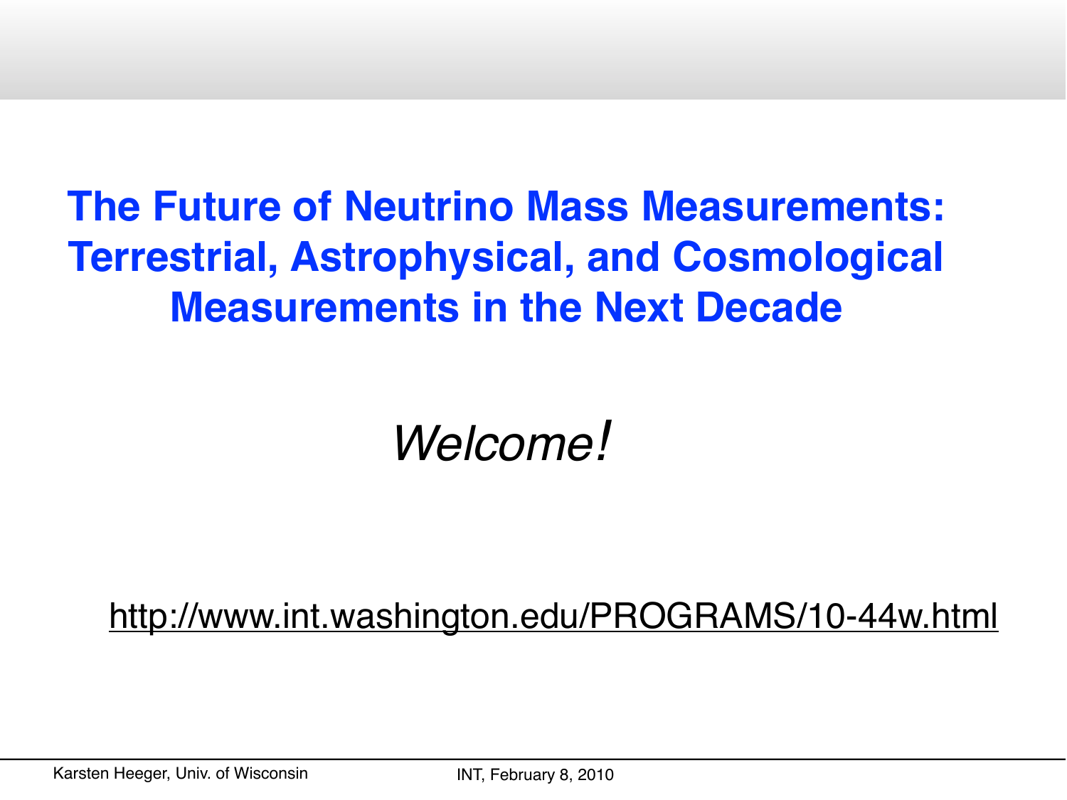# The Future of Neutrino Mass Measurements: Terrestrial, Astrophysical, and Cosmological Measurements in the Next Decade

*Welcome!*

http://www.int.washington.edu/PROGRAMS/10-44w.html

Karsten Heeger, Univ. of Wisconsin

INT, February 8, 2010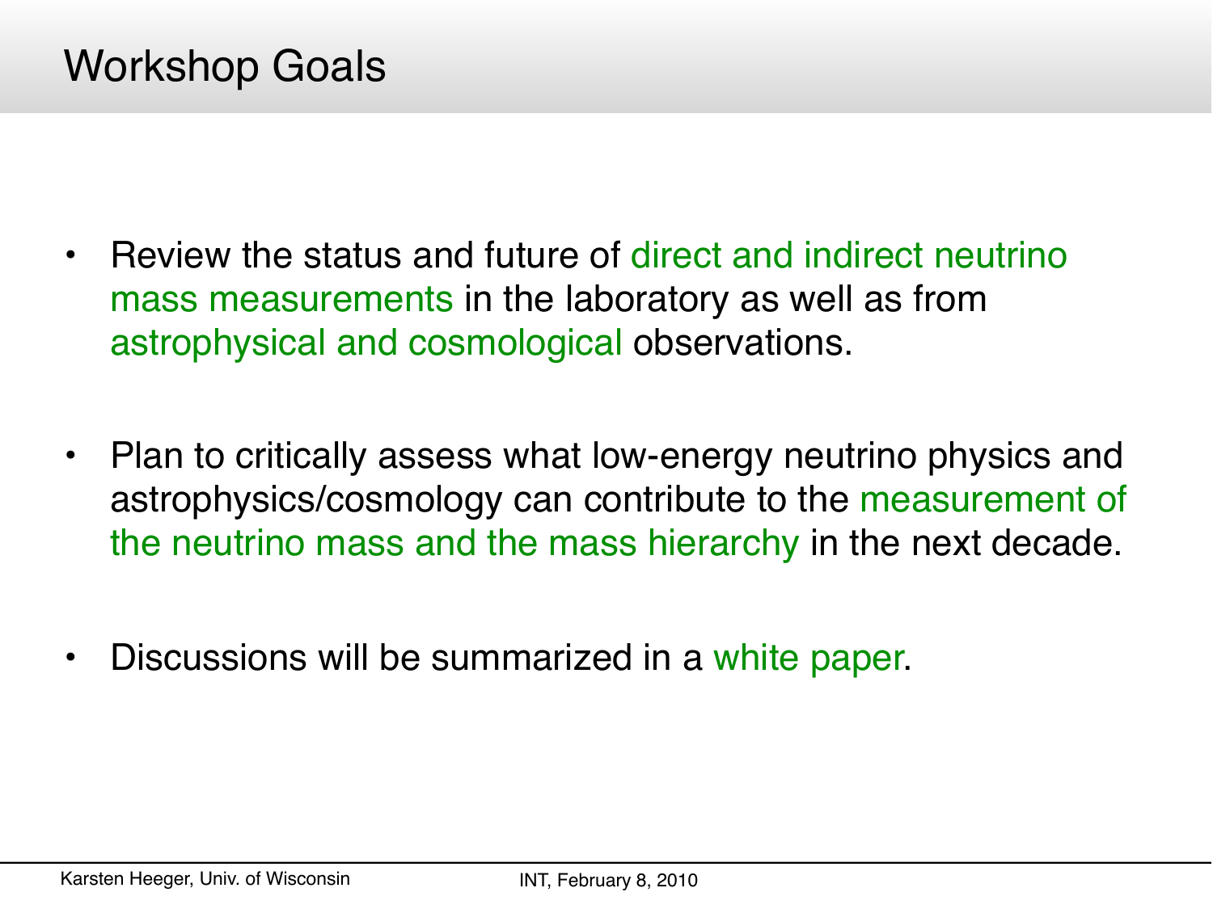# Workshop Goals

- Review the status and future of direct and indirect neutrino mass measurements in the laboratory as well as from astrophysical and cosmological observations.
- Plan to critically assess what low-energy neutrino physics and astrophysics/cosmology can contribute to the measurement of the neutrino mass and the mass hierarchy in the next decade.
- Discussions will be summarized in a white paper.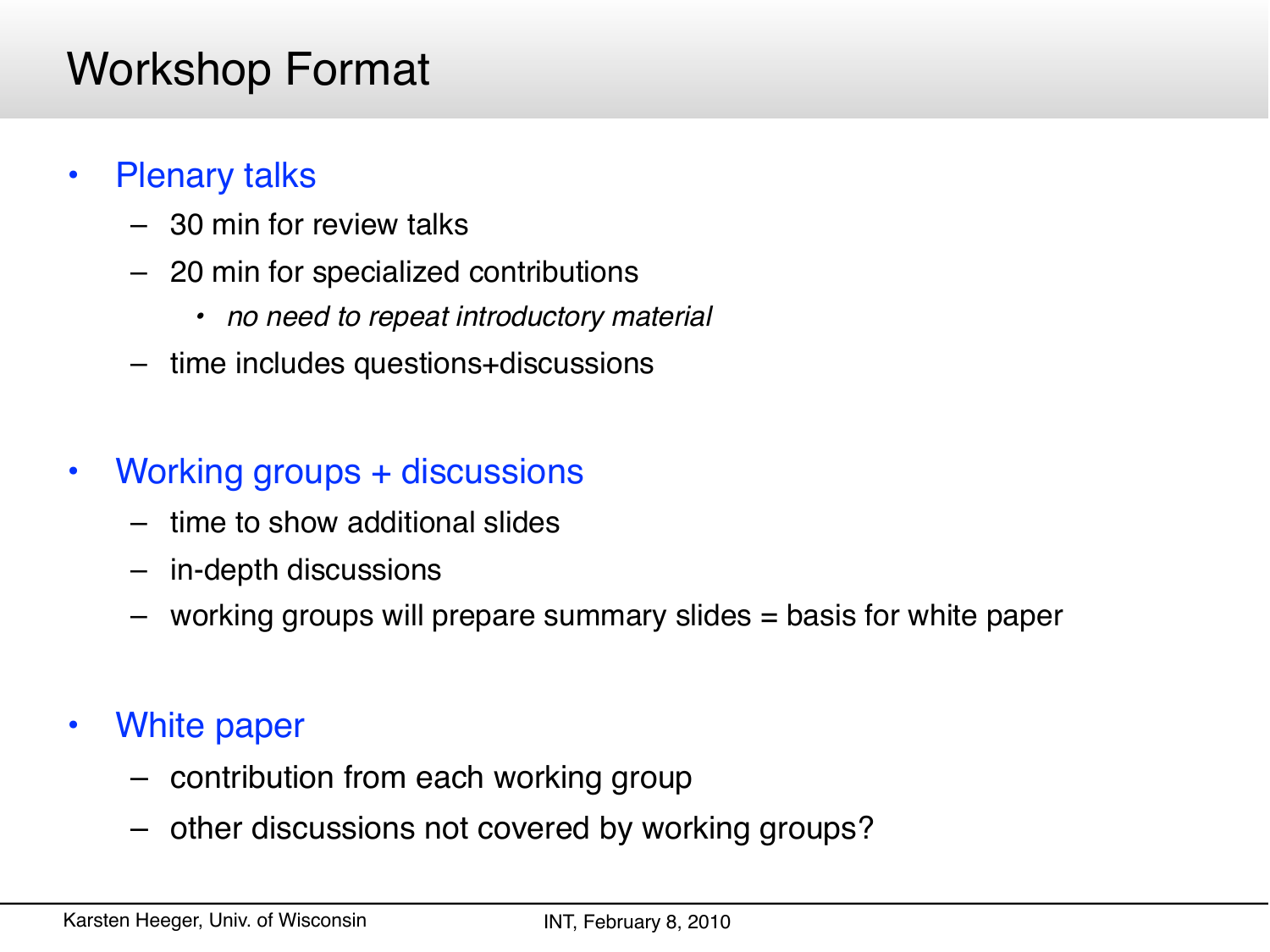# Workshop Format

- Plenary talks
  - 30 min for review talks
  - 20 min for specialized contributions
    - *no need to repeat introductory material*
  - time includes questions+discussions

- Working groups + discussions
  - time to show additional slides
  - in-depth discussions
  - working groups will prepare summary slides = basis for white paper

- White paper
  - contribution from each working group
  - other discussions not covered by working groups?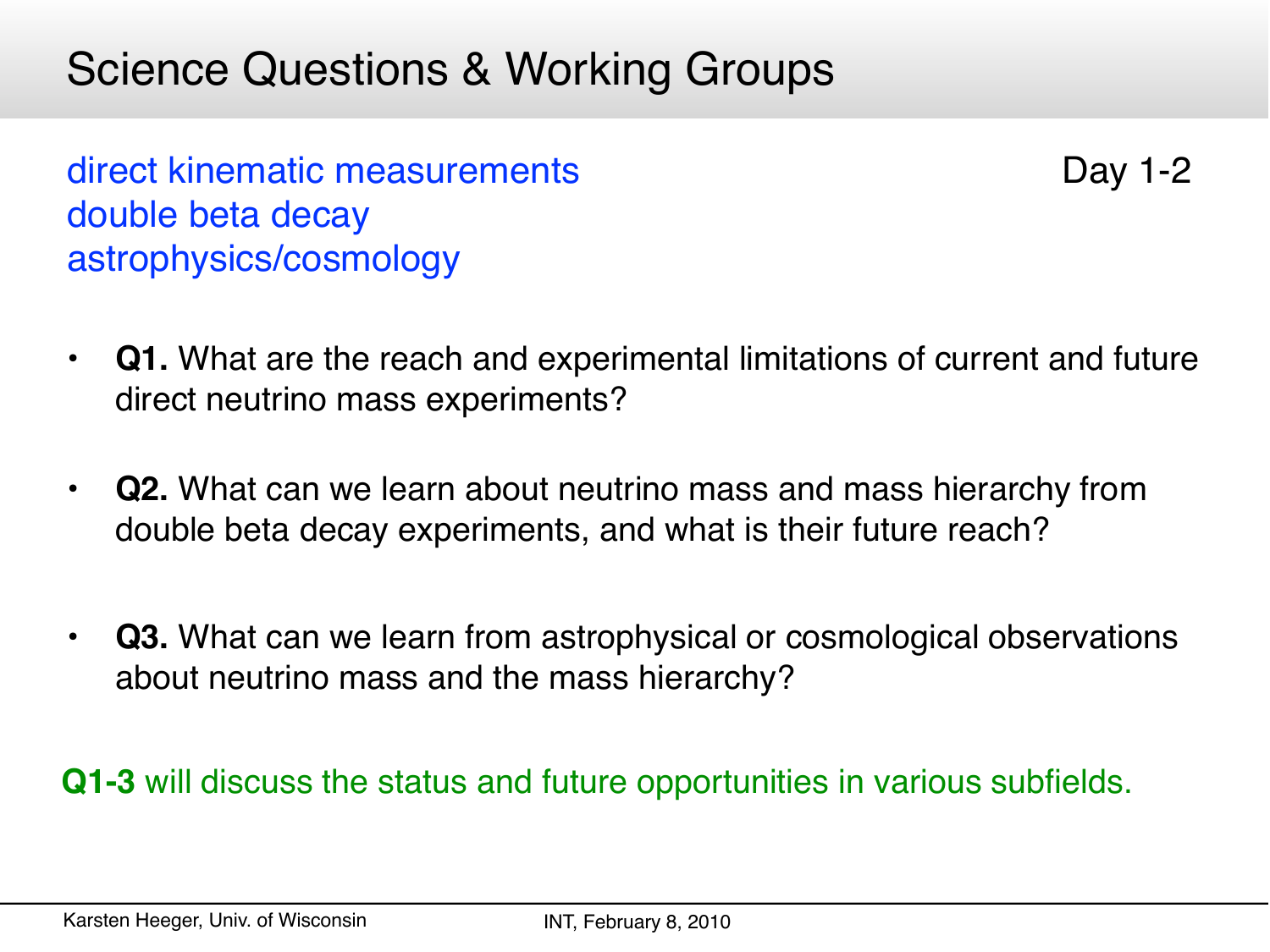# Science Questions & Working Groups

direct kinematic measurements
double beta decay
astrophysics/cosmology

Day 1-2

- **Q1.** What are the reach and experimental limitations of current and future direct neutrino mass experiments?
- **Q2.** What can we learn about neutrino mass and mass hierarchy from double beta decay experiments, and what is their future reach?
- **Q3.** What can we learn from astrophysical or cosmological observations about neutrino mass and the mass hierarchy?

**Q1-3** will discuss the status and future opportunities in various subfields.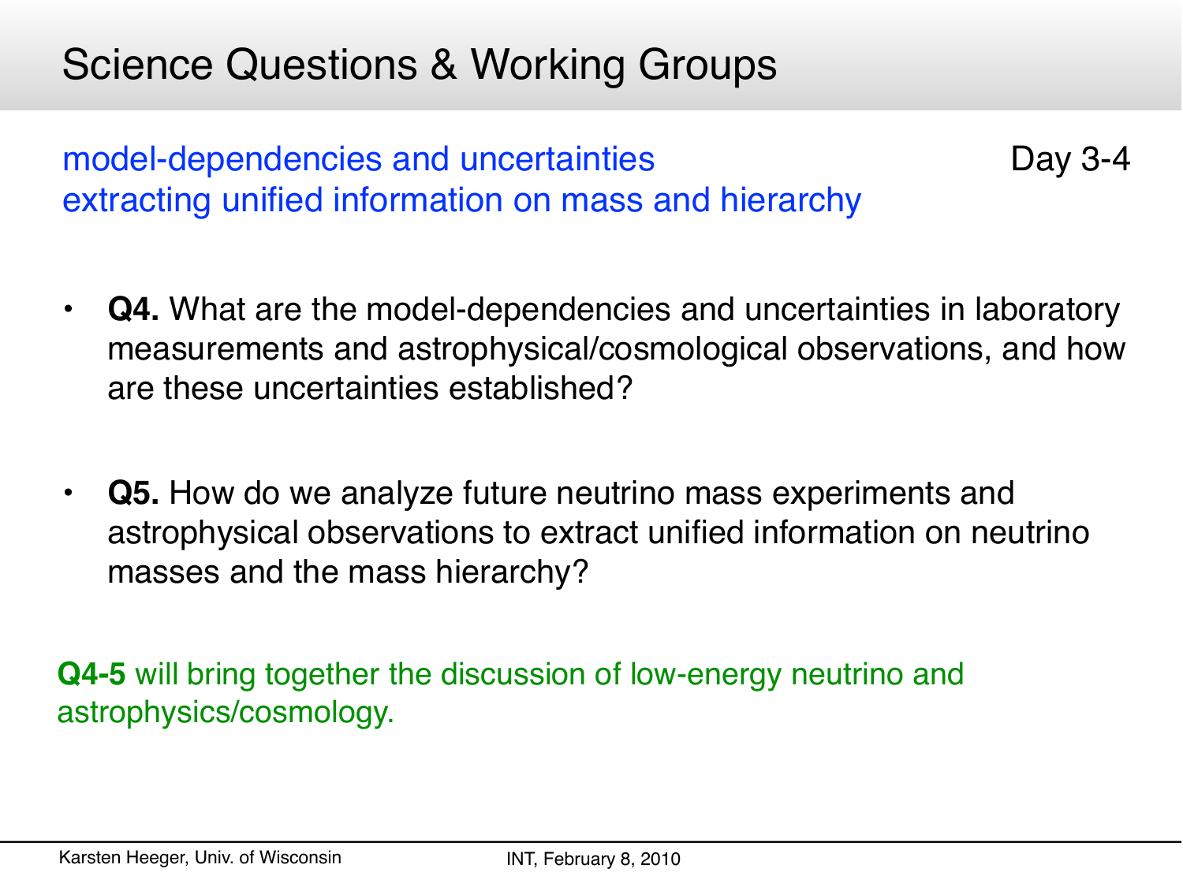# Science Questions & Working Groups

model-dependencies and uncertainties
extracting unified information on mass and hierarchy

Day 3-4

- **Q4.** What are the model-dependencies and uncertainties in laboratory measurements and astrophysical/cosmological observations, and how are these uncertainties established?

- **Q5.** How do we analyze future neutrino mass experiments and astrophysical observations to extract unified information on neutrino masses and the mass hierarchy?

**Q4-5** will bring together the discussion of low-energy neutrino and astrophysics/cosmology.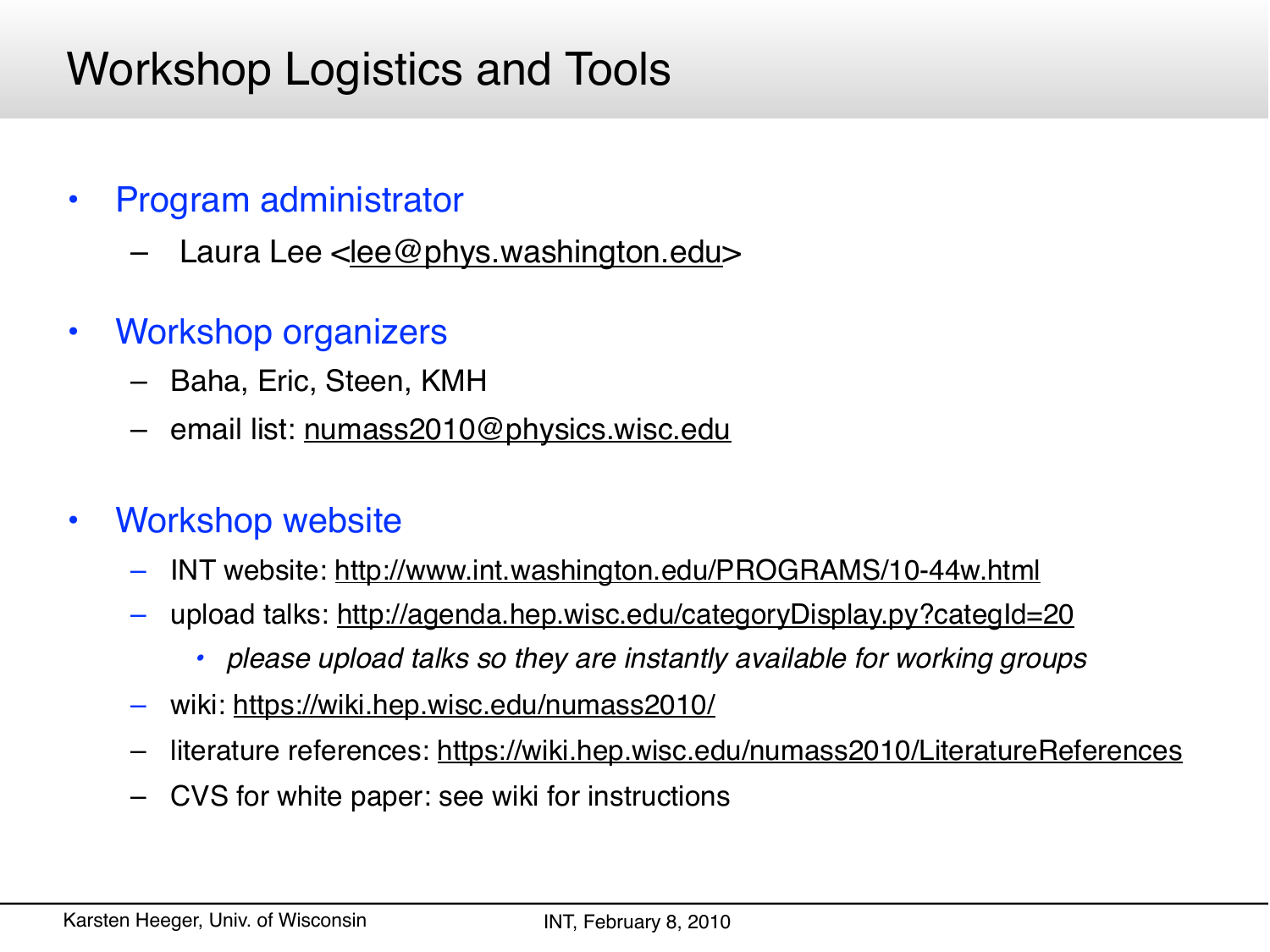# Workshop Logistics and Tools

- Program administrator
  - Laura Lee <lee@phys.washington.edu>
- Workshop organizers
  - Baha, Eric, Steen, KMH
  - email list: numass2010@physics.wisc.edu
- Workshop website
  - INT website: http://www.int.washington.edu/PROGRAMS/10-44w.html
  - upload talks: http://agenda.hep.wisc.edu/categoryDisplay.py?categId=20
    - *please upload talks so they are instantly available for working groups*
  - wiki: https://wiki.hep.wisc.edu/numass2010/
  - literature references: https://wiki.hep.wisc.edu/numass2010/LiteratureReferences
  - CVS for white paper: see wiki for instructions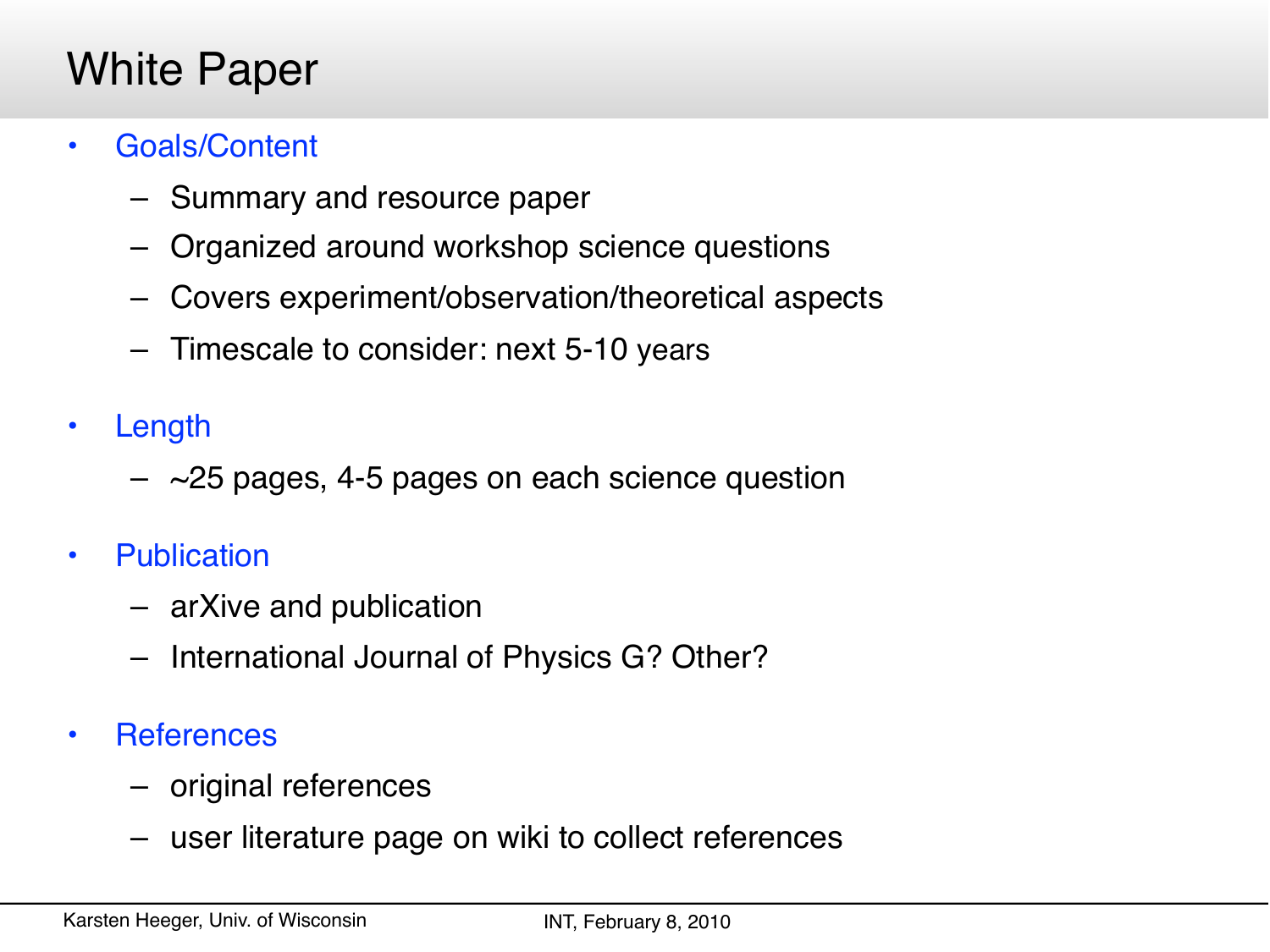# White Paper

- Goals/Content
  - Summary and resource paper
  - Organized around workshop science questions
  - Covers experiment/observation/theoretical aspects
  - Timescale to consider: next 5-10 years
- Length
  - ~25 pages, 4-5 pages on each science question
- Publication
  - arXive and publication
  - International Journal of Physics G? Other?
- References
  - original references
  - user literature page on wiki to collect references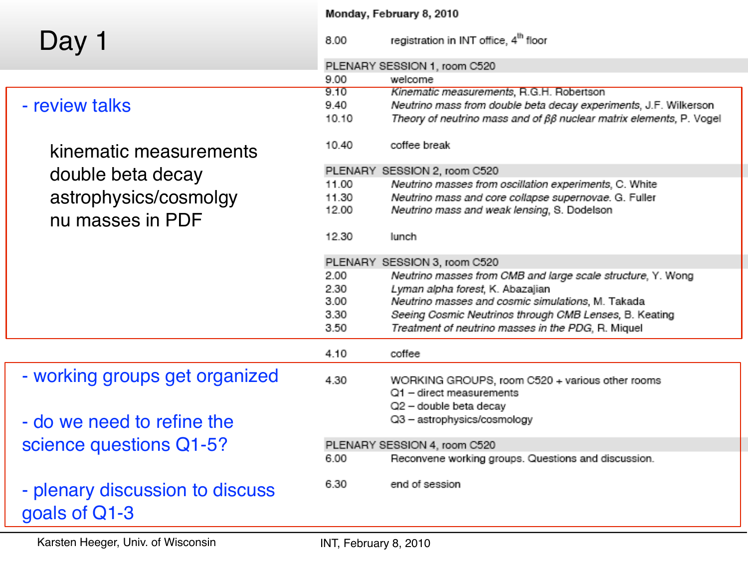# Day 1

- review talks

  kinematic measurements
  double beta decay
  astrophysics/cosmolgy
  nu masses in PDF

- working groups get organized

- do we need to refine the science questions Q1-5?

- plenary discussion to discuss goals of Q1-3

**Monday, February 8, 2010**

| | |
|---|---|
| 8.00 | registration in INT office, 4th floor |
| **PLENARY SESSION 1, room C520** | |
| 9.00 | welcome |
| 9.10 | *Kinematic measurements*, R.G.H. Robertson |
| 9.40 | *Neutrino mass from double beta decay experiments*, J.F. Wilkerson |
| 10.10 | *Theory of neutrino mass and of $\beta\beta$ nuclear matrix elements*, P. Vogel |
| 10.40 | coffee break |
| **PLENARY SESSION 2, room C520** | |
| 11.00 | *Neutrino masses from oscillation experiments*, C. White |
| 11.30 | *Neutrino mass and core collapse supernovae*. G. Fuller |
| 12.00 | *Neutrino mass and weak lensing*, S. Dodelson |
| 12.30 | lunch |
| **PLENARY SESSION 3, room C520** | |
| 2.00 | *Neutrino masses from CMB and large scale structure*, Y. Wong |
| 2.30 | *Lyman alpha forest*, K. Abazajian |
| 3.00 | *Neutrino masses and cosmic simulations*, M. Takada |
| 3.30 | *Seeing Cosmic Neutrinos through CMB Lenses*, B. Keating |
| 3.50 | *Treatment of neutrino masses in the PDG*, R. Miquel |
| 4.10 | coffee |
| 4.30 | WORKING GROUPS, room C520 + various other rooms<br>Q1 – direct measurements<br>Q2 – double beta decay<br>Q3 – astrophysics/cosmology |
| **PLENARY SESSION 4, room C520** | |
| 6.00 | Reconvene working groups. Questions and discussion. |
| 6.30 | end of session |